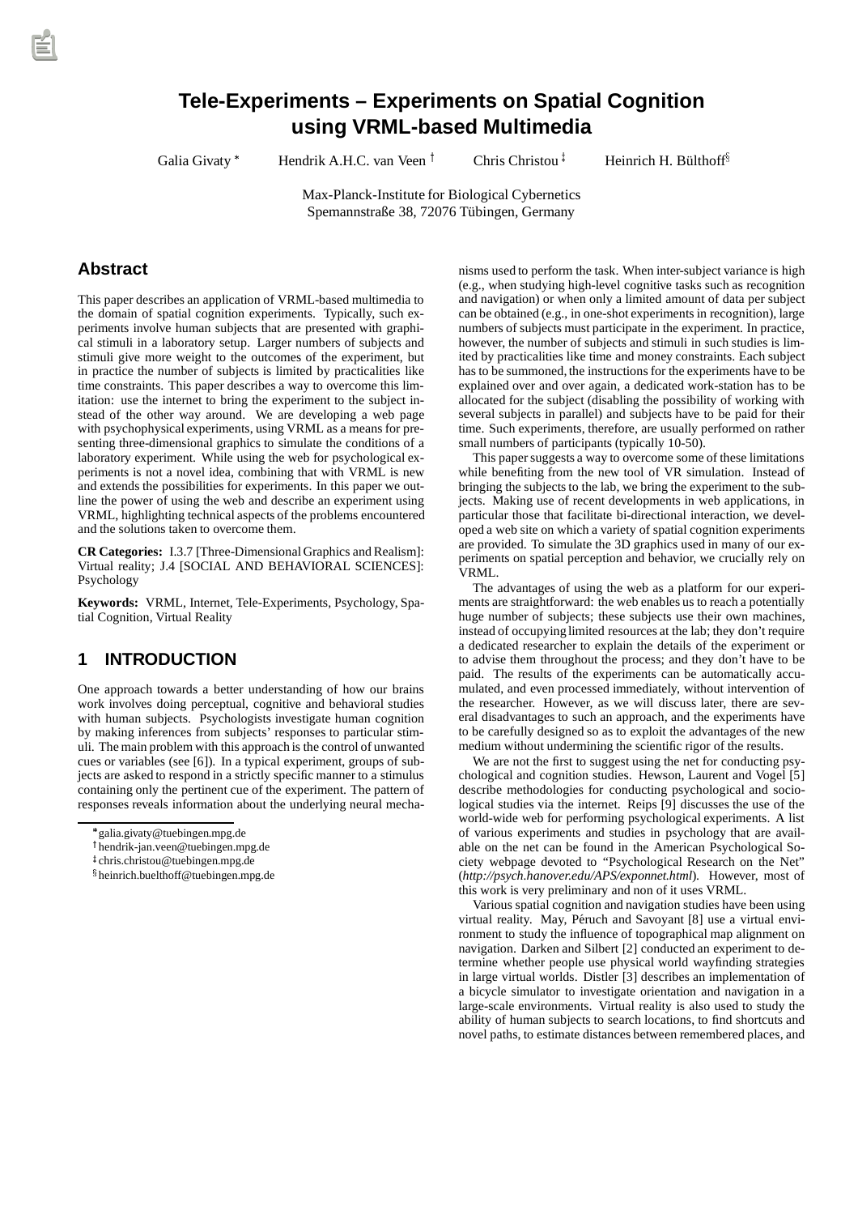# Tele-Experiments – Experiments on Spatial Cognition using VRML-based Multimedia

Galia Givaty [*] Hendrik A.H.C. van Veen [†] Chris Christou [‡] Heinrich H. Bülthoff [§]

Max-Planck-Institute for Biological Cybernetics
Spemannstraße 38, 72076 Tübingen, Germany

## Abstract

This paper describes an application of VRML-based multimedia to the domain of spatial cognition experiments. Typically, such experiments involve human subjects that are presented with graphical stimuli in a laboratory setup. Larger numbers of subjects and stimuli give more weight to the outcomes of the experiment, but in practice the number of subjects is limited by practicalities like time constraints. This paper describes a way to overcome this limitation: use the internet to bring the experiment to the subject instead of the other way around. We are developing a web page with psychophysical experiments, using VRML as a means for presenting three-dimensional graphics to simulate the conditions of a laboratory experiment. While using the web for psychological experiments is not a novel idea, combining that with VRML is new and extends the possibilities for experiments. In this paper we outline the power of using the web and describe an experiment using VRML, highlighting technical aspects of the problems encountered and the solutions taken to overcome them.

**CR Categories:** I.3.7 [Three-Dimensional Graphics and Realism]: Virtual reality; J.4 [SOCIAL AND BEHAVIORAL SCIENCES]: Psychology

**Keywords:** VRML, Internet, Tele-Experiments, Psychology, Spatial Cognition, Virtual Reality

## 1 INTRODUCTION

One approach towards a better understanding of how our brains work involves doing perceptual, cognitive and behavioral studies with human subjects. Psychologists investigate human cognition by making inferences from subjects' responses to particular stimuli. The main problem with this approach is the control of unwanted cues or variables (see [6]). In a typical experiment, groups of subjects are asked to respond in a strictly specific manner to a stimulus containing only the pertinent cue of the experiment. The pattern of responses reveals information about the underlying neural mechanisms used to perform the task. When inter-subject variance is high (e.g., when studying high-level cognitive tasks such as recognition and navigation) or when only a limited amount of data per subject can be obtained (e.g., in one-shot experiments in recognition), large numbers of subjects must participate in the experiment. In practice, however, the number of subjects and stimuli in such studies is limited by practicalities like time and money constraints. Each subject has to be summoned, the instructions for the experiments have to be explained over and over again, a dedicated work-station has to be allocated for the subject (disabling the possibility of working with several subjects in parallel) and subjects have to be paid for their time. Such experiments, therefore, are usually performed on rather small numbers of participants (typically 10-50).

This paper suggests a way to overcome some of these limitations while benefiting from the new tool of VR simulation. Instead of bringing the subjects to the lab, we bring the experiment to the subjects. Making use of recent developments in web applications, in particular those that facilitate bi-directional interaction, we developed a web site on which a variety of spatial cognition experiments are provided. To simulate the 3D graphics used in many of our experiments on spatial perception and behavior, we crucially rely on VRML.

The advantages of using the web as a platform for our experiments are straightforward: the web enables us to reach a potentially huge number of subjects; these subjects use their own machines, instead of occupying limited resources at the lab; they don't require a dedicated researcher to explain the details of the experiment or to advise them throughout the process; and they don't have to be paid. The results of the experiments can be automatically accumulated, and even processed immediately, without intervention of the researcher. However, as we will discuss later, there are several disadvantages to such an approach, and the experiments have to be carefully designed so as to exploit the advantages of the new medium without undermining the scientific rigor of the results.

We are not the first to suggest using the net for conducting psychological and cognition studies. Hewson, Laurent and Vogel [5] describe methodologies for conducting psychological and sociological studies via the internet. Reips [9] discusses the use of the world-wide web for performing psychological experiments. A list of various experiments and studies in psychology that are available on the net can be found in the American Psychological Society webpage devoted to "Psychological Research on the Net" (*http://psych.hanover.edu/APS/exponnet.html*). However, most of this work is very preliminary and non of it uses VRML.

Various spatial cognition and navigation studies have been using virtual reality. May, Péruch and Savoyant [8] use a virtual environment to study the influence of topographical map alignment on navigation. Darken and Silbert [2] conducted an experiment to determine whether people use physical world wayfinding strategies in large virtual worlds. Distler [3] describes an implementation of a bicycle simulator to investigate orientation and navigation in a large-scale environments. Virtual reality is also used to study the ability of human subjects to search locations, to find shortcuts and novel paths, to estimate distances between remembered places, and

[*] galia.givaty@tuebingen.mpg.de
[†] hendrik-jan.veen@tuebingen.mpg.de
[‡] chris.christou@tuebingen.mpg.de
[§] heinrich.buelthoff@tuebingen.mpg.de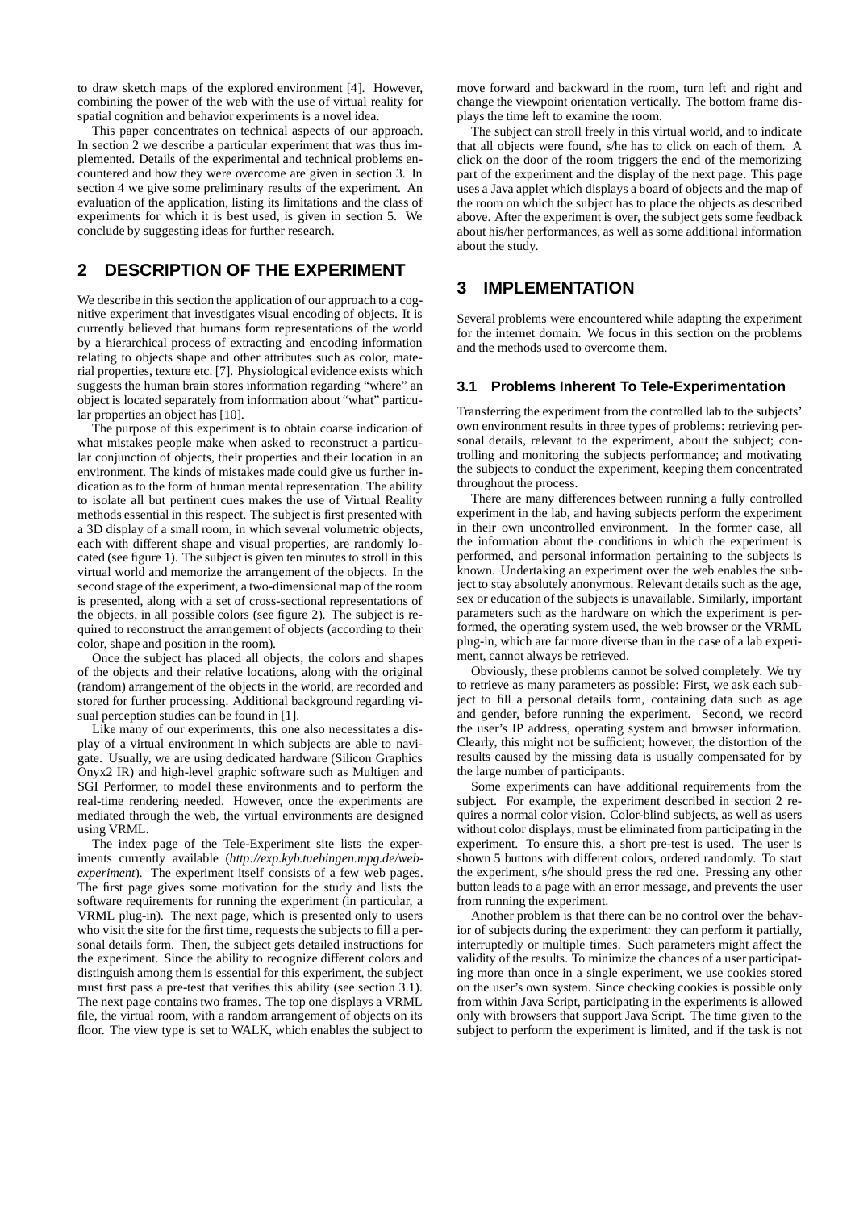to draw sketch maps of the explored environment [4]. However, combining the power of the web with the use of virtual reality for spatial cognition and behavior experiments is a novel idea.

This paper concentrates on technical aspects of our approach. In section 2 we describe a particular experiment that was thus implemented. Details of the experimental and technical problems encountered and how they were overcome are given in section 3. In section 4 we give some preliminary results of the experiment. An evaluation of the application, listing its limitations and the class of experiments for which it is best used, is given in section 5. We conclude by suggesting ideas for further research.

## 2 DESCRIPTION OF THE EXPERIMENT

We describe in this section the application of our approach to a cognitive experiment that investigates visual encoding of objects. It is currently believed that humans form representations of the world by a hierarchical process of extracting and encoding information relating to objects shape and other attributes such as color, material properties, texture etc. [7]. Physiological evidence exists which suggests the human brain stores information regarding "where" an object is located separately from information about "what" particular properties an object has [10].

The purpose of this experiment is to obtain coarse indication of what mistakes people make when asked to reconstruct a particular conjunction of objects, their properties and their location in an environment. The kinds of mistakes made could give us further indication as to the form of human mental representation. The ability to isolate all but pertinent cues makes the use of Virtual Reality methods essential in this respect. The subject is first presented with a 3D display of a small room, in which several volumetric objects, each with different shape and visual properties, are randomly located (see figure 1). The subject is given ten minutes to stroll in this virtual world and memorize the arrangement of the objects. In the second stage of the experiment, a two-dimensional map of the room is presented, along with a set of cross-sectional representations of the objects, in all possible colors (see figure 2). The subject is required to reconstruct the arrangement of objects (according to their color, shape and position in the room).

Once the subject has placed all objects, the colors and shapes of the objects and their relative locations, along with the original (random) arrangement of the objects in the world, are recorded and stored for further processing. Additional background regarding visual perception studies can be found in [1].

Like many of our experiments, this one also necessitates a display of a virtual environment in which subjects are able to navigate. Usually, we are using dedicated hardware (Silicon Graphics Onyx2 IR) and high-level graphic software such as Multigen and SGI Performer, to model these environments and to perform the real-time rendering needed. However, once the experiments are mediated through the web, the virtual environments are designed using VRML.

The index page of the Tele-Experiment site lists the experiments currently available (*http://exp.kyb.tuebingen.mpg.de/web-experiment*). The experiment itself consists of a few web pages. The first page gives some motivation for the study and lists the software requirements for running the experiment (in particular, a VRML plug-in). The next page, which is presented only to users who visit the site for the first time, requests the subjects to fill a personal details form. Then, the subject gets detailed instructions for the experiment. Since the ability to recognize different colors and distinguish among them is essential for this experiment, the subject must first pass a pre-test that verifies this ability (see section 3.1). The next page contains two frames. The top one displays a VRML file, the virtual room, with a random arrangement of objects on its floor. The view type is set to WALK, which enables the subject to move forward and backward in the room, turn left and right and change the viewpoint orientation vertically. The bottom frame displays the time left to examine the room.

The subject can stroll freely in this virtual world, and to indicate that all objects were found, s/he has to click on each of them. A click on the door of the room triggers the end of the memorizing part of the experiment and the display of the next page. This page uses a Java applet which displays a board of objects and the map of the room on which the subject has to place the objects as described above. After the experiment is over, the subject gets some feedback about his/her performances, as well as some additional information about the study.

## 3 IMPLEMENTATION

Several problems were encountered while adapting the experiment for the internet domain. We focus in this section on the problems and the methods used to overcome them.

### 3.1 Problems Inherent To Tele-Experimentation

Transferring the experiment from the controlled lab to the subjects' own environment results in three types of problems: retrieving personal details, relevant to the experiment, about the subject; controlling and monitoring the subjects performance; and motivating the subjects to conduct the experiment, keeping them concentrated throughout the process.

There are many differences between running a fully controlled experiment in the lab, and having subjects perform the experiment in their own uncontrolled environment. In the former case, all the information about the conditions in which the experiment is performed, and personal information pertaining to the subjects is known. Undertaking an experiment over the web enables the subject to stay absolutely anonymous. Relevant details such as the age, sex or education of the subjects is unavailable. Similarly, important parameters such as the hardware on which the experiment is performed, the operating system used, the web browser or the VRML plug-in, which are far more diverse than in the case of a lab experiment, cannot always be retrieved.

Obviously, these problems cannot be solved completely. We try to retrieve as many parameters as possible: First, we ask each subject to fill a personal details form, containing data such as age and gender, before running the experiment. Second, we record the user's IP address, operating system and browser information. Clearly, this might not be sufficient; however, the distortion of the results caused by the missing data is usually compensated for by the large number of participants.

Some experiments can have additional requirements from the subject. For example, the experiment described in section 2 requires a normal color vision. Color-blind subjects, as well as users without color displays, must be eliminated from participating in the experiment. To ensure this, a short pre-test is used. The user is shown 5 buttons with different colors, ordered randomly. To start the experiment, s/he should press the red one. Pressing any other button leads to a page with an error message, and prevents the user from running the experiment.

Another problem is that there can be no control over the behavior of subjects during the experiment: they can perform it partially, interruptedly or multiple times. Such parameters might affect the validity of the results. To minimize the chances of a user participating more than once in a single experiment, we use cookies stored on the user's own system. Since checking cookies is possible only from within Java Script, participating in the experiments is allowed only with browsers that support Java Script. The time given to the subject to perform the experiment is limited, and if the task is not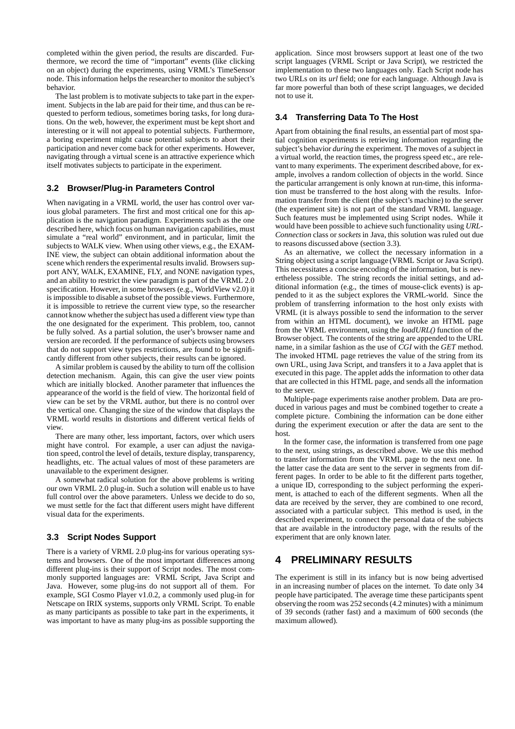completed within the given period, the results are discarded. Furthermore, we record the time of "important" events (like clicking on an object) during the experiments, using VRML's TimeSensor node. This information helps the researcher to monitor the subject's behavior.

The last problem is to motivate subjects to take part in the experiment. Subjects in the lab are paid for their time, and thus can be requested to perform tedious, sometimes boring tasks, for long durations. On the web, however, the experiment must be kept short and interesting or it will not appeal to potential subjects. Furthermore, a boring experiment might cause potential subjects to abort their participation and never come back for other experiments. However, navigating through a virtual scene is an attractive experience which itself motivates subjects to participate in the experiment.

### 3.2 Browser/Plug-in Parameters Control

When navigating in a VRML world, the user has control over various global parameters. The first and most critical one for this application is the navigation paradigm. Experiments such as the one described here, which focus on human navigation capabilities, must simulate a "real world" environment, and in particular, limit the subjects to WALK view. When using other views, e.g., the EXAMINE view, the subject can obtain additional information about the scene which renders the experimental results invalid. Browsers support ANY, WALK, EXAMINE, FLY, and NONE navigation types, and an ability to restrict the view paradigm is part of the VRML 2.0 specification. However, in some browsers (e.g., WorldView v2.0) it is impossible to disable a subset of the possible views. Furthermore, it is impossible to retrieve the current view type, so the researcher cannot know whether the subject has used a different view type than the one designated for the experiment. This problem, too, cannot be fully solved. As a partial solution, the user's browser name and version are recorded. If the performance of subjects using browsers that do not support view types restrictions, are found to be significantly different from other subjects, their results can be ignored.

A similar problem is caused by the ability to turn off the collision detection mechanism. Again, this can give the user view points which are initially blocked. Another parameter that influences the appearance of the world is the field of view. The horizontal field of view can be set by the VRML author, but there is no control over the vertical one. Changing the size of the window that displays the VRML world results in distortions and different vertical fields of view.

There are many other, less important, factors, over which users might have control. For example, a user can adjust the navigation speed, control the level of details, texture display, transparency, headlights, etc. The actual values of most of these parameters are unavailable to the experiment designer.

A somewhat radical solution for the above problems is writing our own VRML 2.0 plug-in. Such a solution will enable us to have full control over the above parameters. Unless we decide to do so, we must settle for the fact that different users might have different visual data for the experiments.

### 3.3 Script Nodes Support

There is a variety of VRML 2.0 plug-ins for various operating systems and browsers. One of the most important differences among different plug-ins is their support of Script nodes. The most commonly supported languages are: VRML Script, Java Script and Java. However, some plug-ins do not support all of them. For example, SGI Cosmo Player v1.0.2, a commonly used plug-in for Netscape on IRIX systems, supports only VRML Script. To enable as many participants as possible to take part in the experiments, it was important to have as many plug-ins as possible supporting the application. Since most browsers support at least one of the two script languages (VRML Script or Java Script), we restricted the implementation to these two languages only. Each Script node has two URLs on its *url* field; one for each language. Although Java is far more powerful than both of these script languages, we decided not to use it.

### 3.4 Transferring Data To The Host

Apart from obtaining the final results, an essential part of most spatial cognition experiments is retrieving information regarding the subject's behavior *during* the experiment. The moves of a subject in a virtual world, the reaction times, the progress speed etc., are relevant to many experiments. The experiment described above, for example, involves a random collection of objects in the world. Since the particular arrangement is only known at run-time, this information must be transferred to the host along with the results. Information transfer from the client (the subject's machine) to the server (the experiment site) is not part of the standard VRML language. Such features must be implemented using Script nodes. While it would have been possible to achieve such functionality using *URLConnection* class or *sockets* in Java, this solution was ruled out due to reasons discussed above (section 3.3).

As an alternative, we collect the necessary information in a String object using a script language (VRML Script or Java Script). This necessitates a concise encoding of the information, but is nevertheless possible. The string records the initial settings, and additional information (e.g., the times of mouse-click events) is appended to it as the subject explores the VRML-world. Since the problem of transferring information to the host only exists with VRML (it is always possible to send the information to the server from within an HTML document), we invoke an HTML page from the VRML environment, using the *loadURL()* function of the Browser object. The contents of the string are appended to the URL name, in a similar fashion as the use of *CGI* with the *GET* method. The invoked HTML page retrieves the value of the string from its own URL, using Java Script, and transfers it to a Java applet that is executed in this page. The applet adds the information to other data that are collected in this HTML page, and sends all the information to the server.

Multiple-page experiments raise another problem. Data are produced in various pages and must be combined together to create a complete picture. Combining the information can be done either during the experiment execution or after the data are sent to the host.

In the former case, the information is transferred from one page to the next, using strings, as described above. We use this method to transfer information from the VRML page to the next one. In the latter case the data are sent to the server in segments from different pages. In order to be able to fit the different parts together, a unique ID, corresponding to the subject performing the experiment, is attached to each of the different segments. When all the data are received by the server, they are combined to one record, associated with a particular subject. This method is used, in the described experiment, to connect the personal data of the subjects that are available in the introductory page, with the results of the experiment that are only known later.

## 4 PRELIMINARY RESULTS

The experiment is still in its infancy but is now being advertised in an increasing number of places on the internet. To date only 34 people have participated. The average time these participants spent observing the room was 252 seconds (4.2 minutes) with a minimum of 39 seconds (rather fast) and a maximum of 600 seconds (the maximum allowed).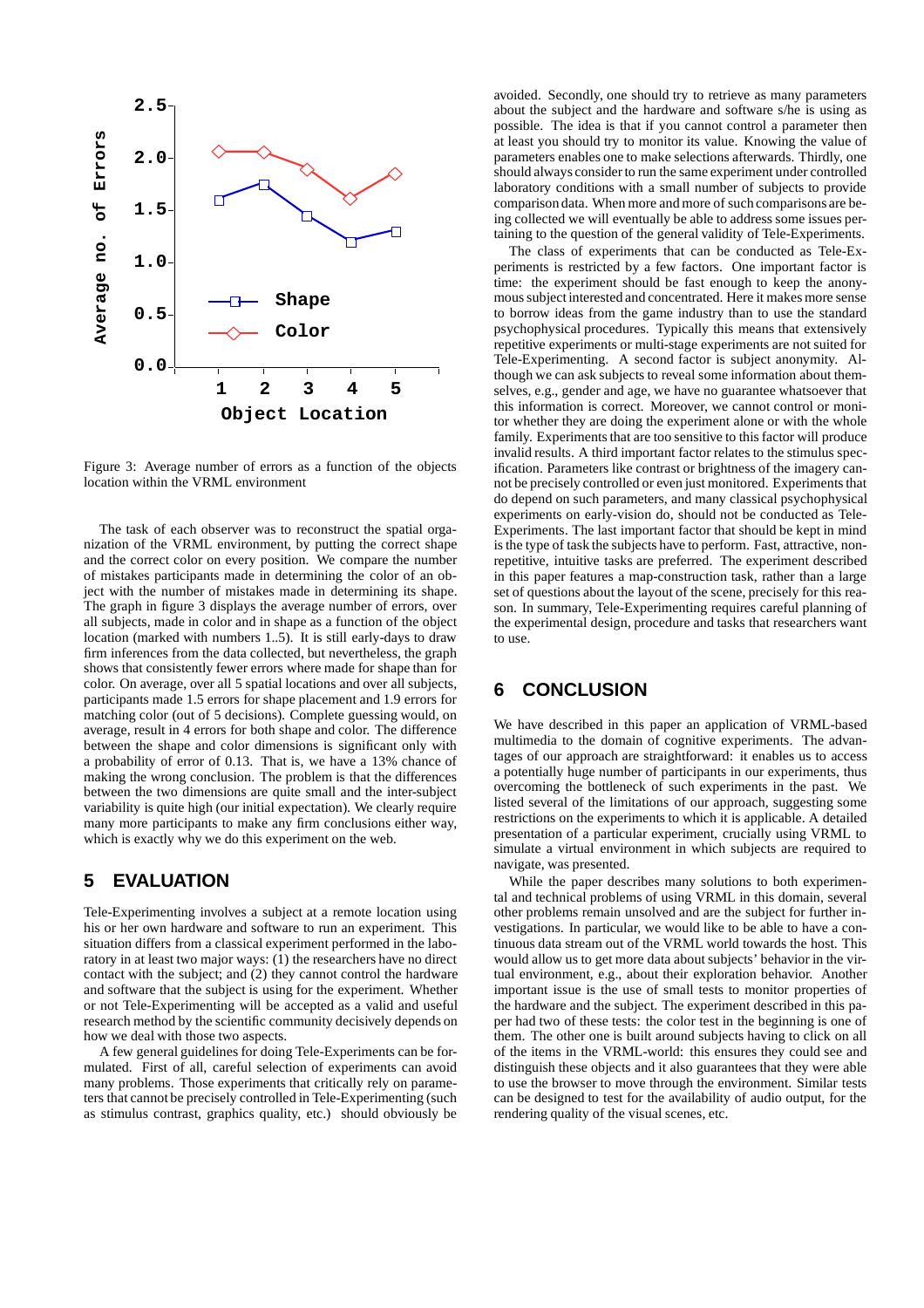Figure 3: Average number of errors as a function of the objects location within the VRML environment

The task of each observer was to reconstruct the spatial organization of the VRML environment, by putting the correct shape and the correct color on every position. We compare the number of mistakes participants made in determining the color of an object with the number of mistakes made in determining its shape. The graph in figure 3 displays the average number of errors, over all subjects, made in color and in shape as a function of the object location (marked with numbers 1..5). It is still early-days to draw firm inferences from the data collected, but nevertheless, the graph shows that consistently fewer errors where made for shape than for color. On average, over all 5 spatial locations and over all subjects, participants made 1.5 errors for shape placement and 1.9 errors for matching color (out of 5 decisions). Complete guessing would, on average, result in 4 errors for both shape and color. The difference between the shape and color dimensions is significant only with a probability of error of 0.13. That is, we have a 13% chance of making the wrong conclusion. The problem is that the differences between the two dimensions are quite small and the inter-subject variability is quite high (our initial expectation). We clearly require many more participants to make any firm conclusions either way, which is exactly why we do this experiment on the web.

## 5 EVALUATION

Tele-Experimenting involves a subject at a remote location using his or her own hardware and software to run an experiment. This situation differs from a classical experiment performed in the laboratory in at least two major ways: (1) the researchers have no direct contact with the subject; and (2) they cannot control the hardware and software that the subject is using for the experiment. Whether or not Tele-Experimenting will be accepted as a valid and useful research method by the scientific community decisively depends on how we deal with those two aspects.

A few general guidelines for doing Tele-Experiments can be formulated. First of all, careful selection of experiments can avoid many problems. Those experiments that critically rely on parameters that cannot be precisely controlled in Tele-Experimenting (such as stimulus contrast, graphics quality, etc.) should obviously be avoided. Secondly, one should try to retrieve as many parameters about the subject and the hardware and software s/he is using as possible. The idea is that if you cannot control a parameter then at least you should try to monitor its value. Knowing the value of parameters enables one to make selections afterwards. Thirdly, one should always consider to run the same experiment under controlled laboratory conditions with a small number of subjects to provide comparison data. When more and more of such comparisons are being collected we will eventually be able to address some issues pertaining to the question of the general validity of Tele-Experiments.

The class of experiments that can be conducted as Tele-Experiments is restricted by a few factors. One important factor is time: the experiment should be fast enough to keep the anonymous subject interested and concentrated. Here it makes more sense to borrow ideas from the game industry than to use the standard psychophysical procedures. Typically this means that extensively repetitive experiments or multi-stage experiments are not suited for Tele-Experimenting. A second factor is subject anonymity. Although we can ask subjects to reveal some information about themselves, e.g., gender and age, we have no guarantee whatsoever that this information is correct. Moreover, we cannot control or monitor whether they are doing the experiment alone or with the whole family. Experiments that are too sensitive to this factor will produce invalid results. A third important factor relates to the stimulus specification. Parameters like contrast or brightness of the imagery cannot be precisely controlled or even just monitored. Experiments that do depend on such parameters, and many classical psychophysical experiments on early-vision do, should not be conducted as Tele-Experiments. The last important factor that should be kept in mind is the type of task the subjects have to perform. Fast, attractive, non-repetitive, intuitive tasks are preferred. The experiment described in this paper features a map-construction task, rather than a large set of questions about the layout of the scene, precisely for this reason. In summary, Tele-Experimenting requires careful planning of the experimental design, procedure and tasks that researchers want to use.

## 6 CONCLUSION

We have described in this paper an application of VRML-based multimedia to the domain of cognitive experiments. The advantages of our approach are straightforward: it enables us to access a potentially huge number of participants in our experiments, thus overcoming the bottleneck of such experiments in the past. We listed several of the limitations of our approach, suggesting some restrictions on the experiments to which it is applicable. A detailed presentation of a particular experiment, crucially using VRML to simulate a virtual environment in which subjects are required to navigate, was presented.

While the paper describes many solutions to both experimental and technical problems of using VRML in this domain, several other problems remain unsolved and are the subject for further investigations. In particular, we would like to be able to have a continuous data stream out of the VRML world towards the host. This would allow us to get more data about subjects' behavior in the virtual environment, e.g., about their exploration behavior. Another important issue is the use of small tests to monitor properties of the hardware and the subject. The experiment described in this paper had two of these tests: the color test in the beginning is one of them. The other one is built around subjects having to click on all of the items in the VRML-world: this ensures they could see and distinguish these objects and it also guarantees that they were able to use the browser to move through the environment. Similar tests can be designed to test for the availability of audio output, for the rendering quality of the visual scenes, etc.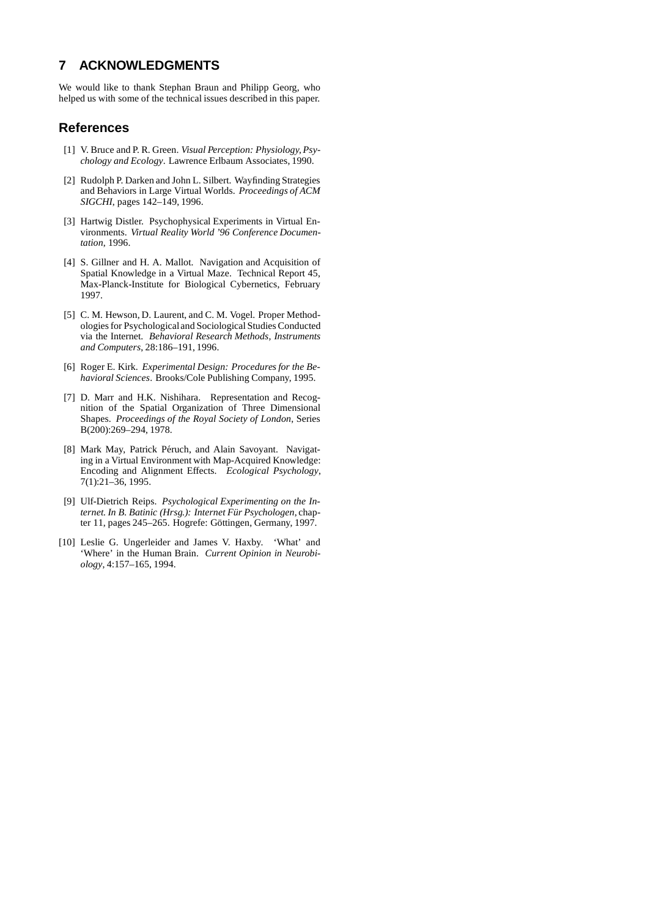## 7 ACKNOWLEDGMENTS

We would like to thank Stephan Braun and Philipp Georg, who helped us with some of the technical issues described in this paper.

## References

[1] V. Bruce and P. R. Green. *Visual Perception: Physiology, Psychology and Ecology*. Lawrence Erlbaum Associates, 1990.

[2] Rudolph P. Darken and John L. Silbert. Wayfinding Strategies and Behaviors in Large Virtual Worlds. *Proceedings of ACM SIGCHI*, pages 142–149, 1996.

[3] Hartwig Distler. Psychophysical Experiments in Virtual Environments. *Virtual Reality World '96 Conference Documentation*, 1996.

[4] S. Gillner and H. A. Mallot. Navigation and Acquisition of Spatial Knowledge in a Virtual Maze. Technical Report 45, Max-Planck-Institute for Biological Cybernetics, February 1997.

[5] C. M. Hewson, D. Laurent, and C. M. Vogel. Proper Methodologies for Psychological and Sociological Studies Conducted via the Internet. *Behavioral Research Methods, Instruments and Computers*, 28:186–191, 1996.

[6] Roger E. Kirk. *Experimental Design: Procedures for the Behavioral Sciences*. Brooks/Cole Publishing Company, 1995.

[7] D. Marr and H.K. Nishihara. Representation and Recognition of the Spatial Organization of Three Dimensional Shapes. *Proceedings of the Royal Society of London*, Series B(200):269–294, 1978.

[8] Mark May, Patrick Péruch, and Alain Savoyant. Navigating in a Virtual Environment with Map-Acquired Knowledge: Encoding and Alignment Effects. *Ecological Psychology*, 7(1):21–36, 1995.

[9] Ulf-Dietrich Reips. *Psychological Experimenting on the Internet. In B. Batinic (Hrsg.): Internet Für Psychologen*, chapter 11, pages 245–265. Hogrefe: Göttingen, Germany, 1997.

[10] Leslie G. Ungerleider and James V. Haxby. 'What' and 'Where' in the Human Brain. *Current Opinion in Neurobiology*, 4:157–165, 1994.